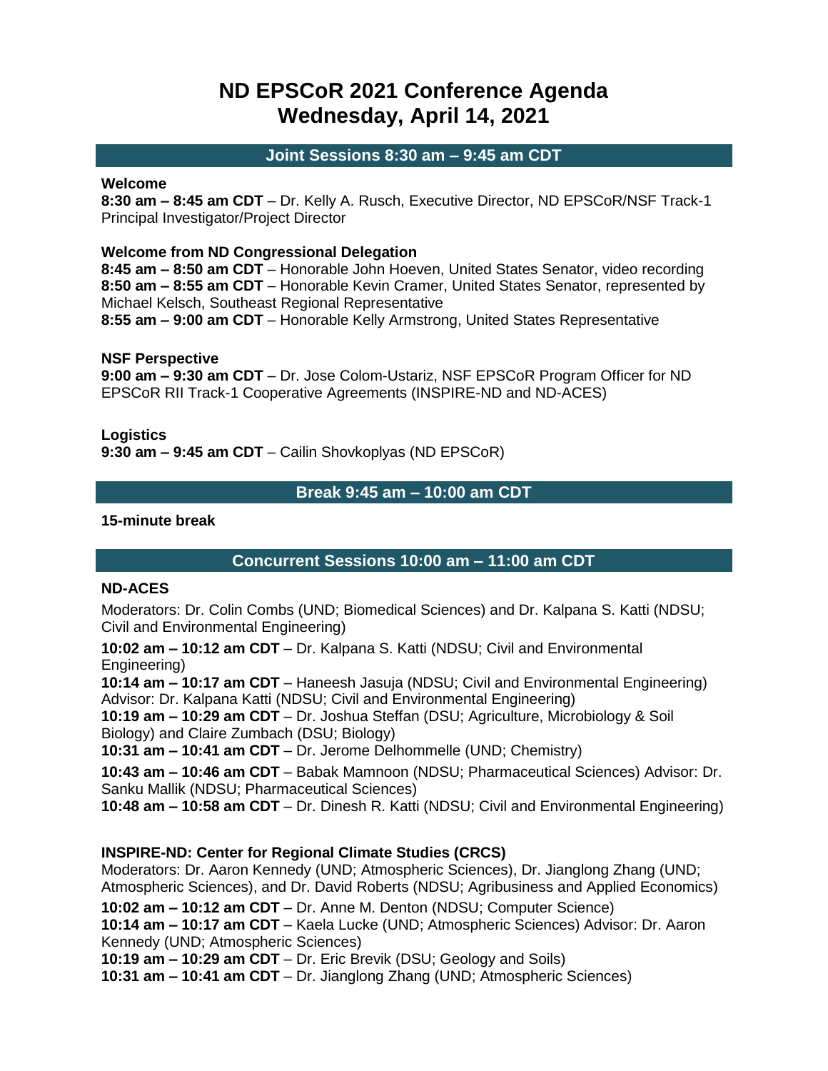# ND EPSCoR 2021 Conference Agenda
# Wednesday, April 14, 2021

## Joint Sessions 8:30 am – 9:45 am CDT

**Welcome**

**8:30 am – 8:45 am CDT** – Dr. Kelly A. Rusch, Executive Director, ND EPSCoR/NSF Track-1 Principal Investigator/Project Director

**Welcome from ND Congressional Delegation**

**8:45 am – 8:50 am CDT** – Honorable John Hoeven, United States Senator, video recording
**8:50 am – 8:55 am CDT** – Honorable Kevin Cramer, United States Senator, represented by Michael Kelsch, Southeast Regional Representative
**8:55 am – 9:00 am CDT** – Honorable Kelly Armstrong, United States Representative

**NSF Perspective**

**9:00 am – 9:30 am CDT** – Dr. Jose Colom-Ustariz, NSF EPSCoR Program Officer for ND EPSCoR RII Track-1 Cooperative Agreements (INSPIRE-ND and ND-ACES)

**Logistics**

**9:30 am – 9:45 am CDT** – Cailin Shovkoplyas (ND EPSCoR)

## Break 9:45 am – 10:00 am CDT

**15-minute break**

## Concurrent Sessions 10:00 am – 11:00 am CDT

**ND-ACES**

Moderators: Dr. Colin Combs (UND; Biomedical Sciences) and Dr. Kalpana S. Katti (NDSU; Civil and Environmental Engineering)

**10:02 am – 10:12 am CDT** – Dr. Kalpana S. Katti (NDSU; Civil and Environmental Engineering)
**10:14 am – 10:17 am CDT** – Haneesh Jasuja (NDSU; Civil and Environmental Engineering) Advisor: Dr. Kalpana Katti (NDSU; Civil and Environmental Engineering)
**10:19 am – 10:29 am CDT** – Dr. Joshua Steffan (DSU; Agriculture, Microbiology & Soil Biology) and Claire Zumbach (DSU; Biology)
**10:31 am – 10:41 am CDT** – Dr. Jerome Delhommelle (UND; Chemistry)
**10:43 am – 10:46 am CDT** – Babak Mamnoon (NDSU; Pharmaceutical Sciences) Advisor: Dr. Sanku Mallik (NDSU; Pharmaceutical Sciences)
**10:48 am – 10:58 am CDT** – Dr. Dinesh R. Katti (NDSU; Civil and Environmental Engineering)

**INSPIRE-ND: Center for Regional Climate Studies (CRCS)**

Moderators: Dr. Aaron Kennedy (UND; Atmospheric Sciences), Dr. Jianglong Zhang (UND; Atmospheric Sciences), and Dr. David Roberts (NDSU; Agribusiness and Applied Economics)

**10:02 am – 10:12 am CDT** – Dr. Anne M. Denton (NDSU; Computer Science)
**10:14 am – 10:17 am CDT** – Kaela Lucke (UND; Atmospheric Sciences) Advisor: Dr. Aaron Kennedy (UND; Atmospheric Sciences)
**10:19 am – 10:29 am CDT** – Dr. Eric Brevik (DSU; Geology and Soils)
**10:31 am – 10:41 am CDT** – Dr. Jianglong Zhang (UND; Atmospheric Sciences)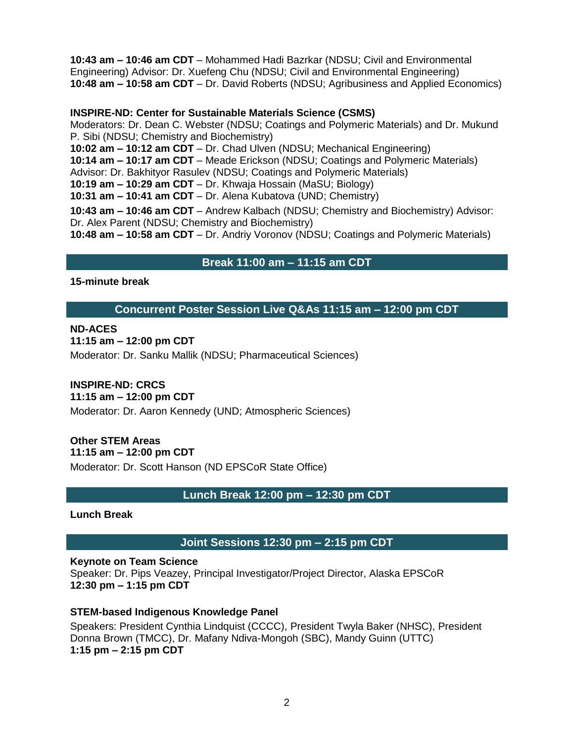**10:43 am – 10:46 am CDT** – Mohammed Hadi Bazrkar (NDSU; Civil and Environmental Engineering) Advisor: Dr. Xuefeng Chu (NDSU; Civil and Environmental Engineering)
**10:48 am – 10:58 am CDT** – Dr. David Roberts (NDSU; Agribusiness and Applied Economics)

**INSPIRE-ND: Center for Sustainable Materials Science (CSMS)**
Moderators: Dr. Dean C. Webster (NDSU; Coatings and Polymeric Materials) and Dr. Mukund P. Sibi (NDSU; Chemistry and Biochemistry)
**10:02 am – 10:12 am CDT** – Dr. Chad Ulven (NDSU; Mechanical Engineering)
**10:14 am – 10:17 am CDT** – Meade Erickson (NDSU; Coatings and Polymeric Materials) Advisor: Dr. Bakhityor Rasulev (NDSU; Coatings and Polymeric Materials)
**10:19 am – 10:29 am CDT** – Dr. Khwaja Hossain (MaSU; Biology)
**10:31 am – 10:41 am CDT** – Dr. Alena Kubatova (UND; Chemistry)
**10:43 am – 10:46 am CDT** – Andrew Kalbach (NDSU; Chemistry and Biochemistry) Advisor: Dr. Alex Parent (NDSU; Chemistry and Biochemistry)
**10:48 am – 10:58 am CDT** – Dr. Andriy Voronov (NDSU; Coatings and Polymeric Materials)

## Break 11:00 am – 11:15 am CDT

**15-minute break**

## Concurrent Poster Session Live Q&As 11:15 am – 12:00 pm CDT

**ND-ACES**
**11:15 am – 12:00 pm CDT**
Moderator: Dr. Sanku Mallik (NDSU; Pharmaceutical Sciences)

**INSPIRE-ND: CRCS**
**11:15 am – 12:00 pm CDT**
Moderator: Dr. Aaron Kennedy (UND; Atmospheric Sciences)

**Other STEM Areas**
**11:15 am – 12:00 pm CDT**
Moderator: Dr. Scott Hanson (ND EPSCoR State Office)

## Lunch Break 12:00 pm – 12:30 pm CDT

**Lunch Break**

## Joint Sessions 12:30 pm – 2:15 pm CDT

**Keynote on Team Science**
Speaker: Dr. Pips Veazey, Principal Investigator/Project Director, Alaska EPSCoR
**12:30 pm – 1:15 pm CDT**

**STEM-based Indigenous Knowledge Panel**
Speakers: President Cynthia Lindquist (CCCC), President Twyla Baker (NHSC), President Donna Brown (TMCC), Dr. Mafany Ndiva-Mongoh (SBC), Mandy Guinn (UTTC)
**1:15 pm – 2:15 pm CDT**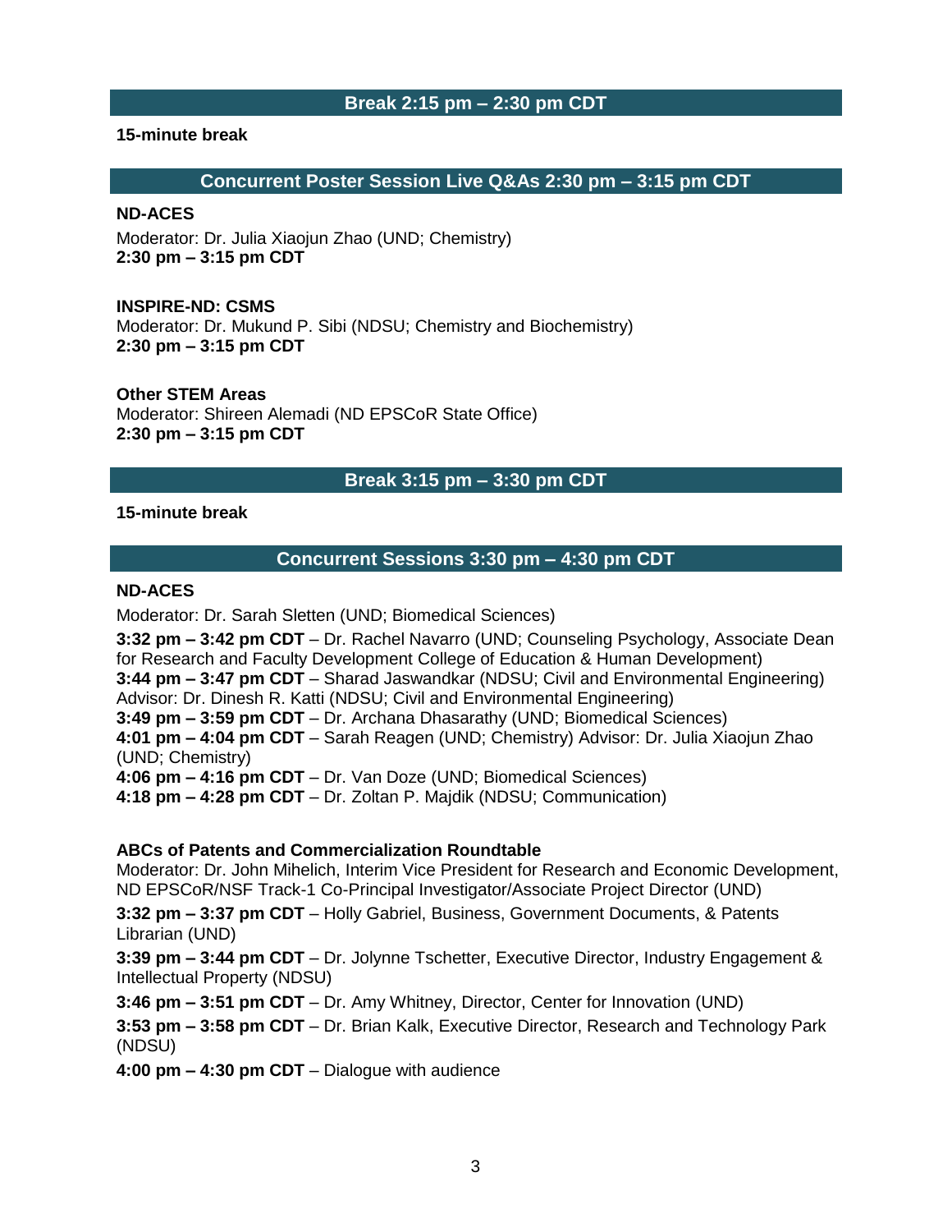## Break 2:15 pm – 2:30 pm CDT

**15-minute break**

## Concurrent Poster Session Live Q&As 2:30 pm – 3:15 pm CDT

**ND-ACES**

Moderator: Dr. Julia Xiaojun Zhao (UND; Chemistry)
**2:30 pm – 3:15 pm CDT**

**INSPIRE-ND: CSMS**

Moderator: Dr. Mukund P. Sibi (NDSU; Chemistry and Biochemistry)
**2:30 pm – 3:15 pm CDT**

**Other STEM Areas**

Moderator: Shireen Alemadi (ND EPSCoR State Office)
**2:30 pm – 3:15 pm CDT**

## Break 3:15 pm – 3:30 pm CDT

**15-minute break**

## Concurrent Sessions 3:30 pm – 4:30 pm CDT

**ND-ACES**

Moderator: Dr. Sarah Sletten (UND; Biomedical Sciences)

**3:32 pm – 3:42 pm CDT** – Dr. Rachel Navarro (UND; Counseling Psychology, Associate Dean for Research and Faculty Development College of Education & Human Development)
**3:44 pm – 3:47 pm CDT** – Sharad Jaswandkar (NDSU; Civil and Environmental Engineering) Advisor: Dr. Dinesh R. Katti (NDSU; Civil and Environmental Engineering)
**3:49 pm – 3:59 pm CDT** – Dr. Archana Dhasarathy (UND; Biomedical Sciences)
**4:01 pm – 4:04 pm CDT** – Sarah Reagen (UND; Chemistry) Advisor: Dr. Julia Xiaojun Zhao (UND; Chemistry)
**4:06 pm – 4:16 pm CDT** – Dr. Van Doze (UND; Biomedical Sciences)
**4:18 pm – 4:28 pm CDT** – Dr. Zoltan P. Majdik (NDSU; Communication)

**ABCs of Patents and Commercialization Roundtable**

Moderator: Dr. John Mihelich, Interim Vice President for Research and Economic Development, ND EPSCoR/NSF Track-1 Co-Principal Investigator/Associate Project Director (UND)

**3:32 pm – 3:37 pm CDT** – Holly Gabriel, Business, Government Documents, & Patents Librarian (UND)

**3:39 pm – 3:44 pm CDT** – Dr. Jolynne Tschetter, Executive Director, Industry Engagement & Intellectual Property (NDSU)

**3:46 pm – 3:51 pm CDT** – Dr. Amy Whitney, Director, Center for Innovation (UND)

**3:53 pm – 3:58 pm CDT** – Dr. Brian Kalk, Executive Director, Research and Technology Park (NDSU)

**4:00 pm – 4:30 pm CDT** – Dialogue with audience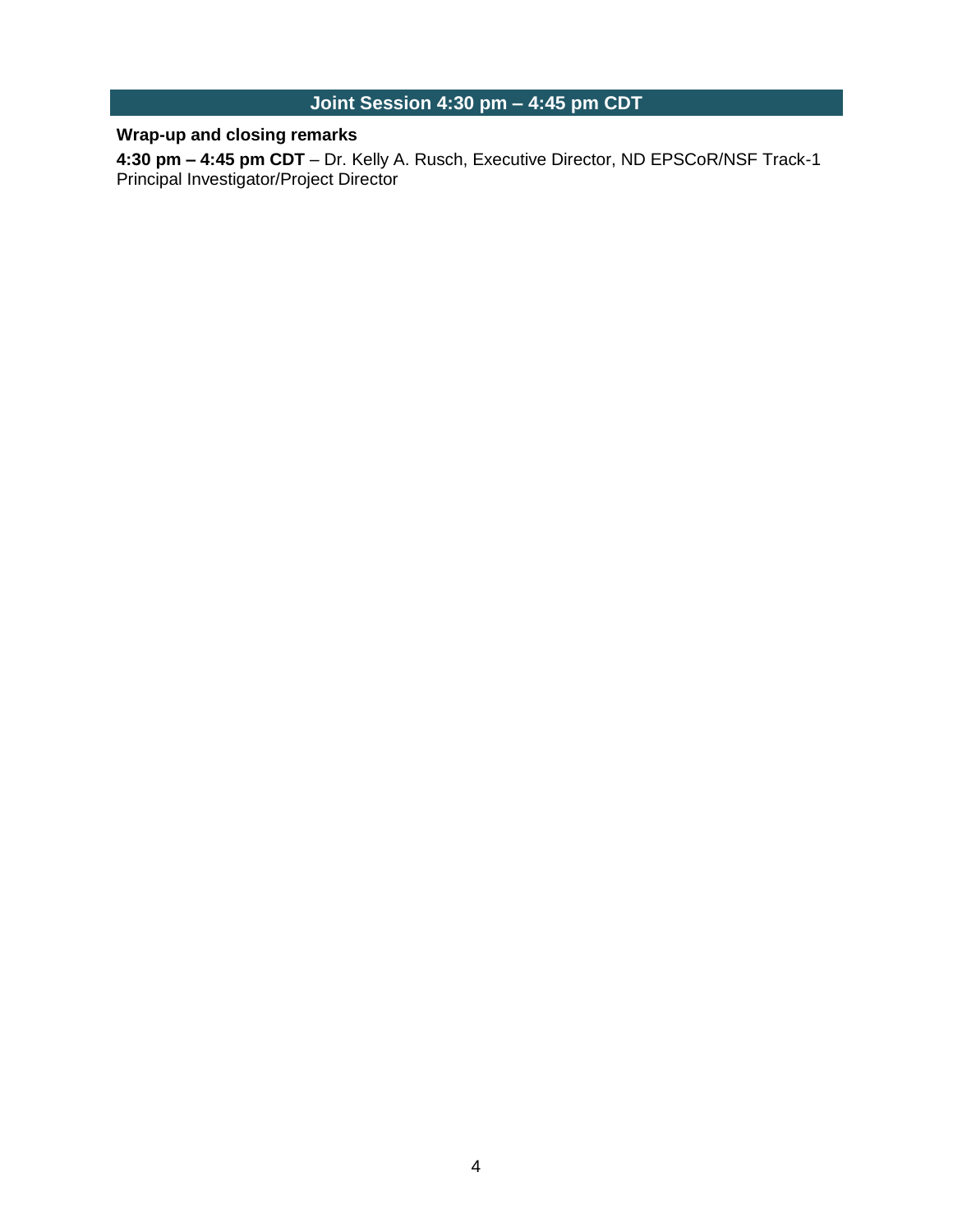## Joint Session 4:30 pm – 4:45 pm CDT

**Wrap-up and closing remarks**

**4:30 pm – 4:45 pm CDT** – Dr. Kelly A. Rusch, Executive Director, ND EPSCoR/NSF Track-1 Principal Investigator/Project Director